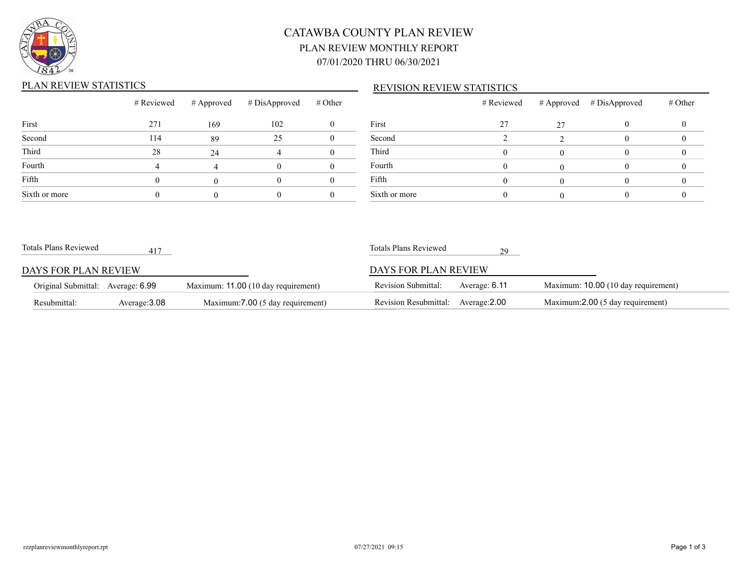# CATAWBA COUNTY PLAN REVIEW

## PLAN REVIEW MONTHLY REPORT

## 07/01/2020 THRU 06/30/2021

### PLAN REVIEW STATISTICS

| | # Reviewed | # Approved | # DisApproved | # Other |
|---|---|---|---|---|
| First | 271 | 169 | 102 | 0 |
| Second | 114 | 89 | 25 | 0 |
| Third | 28 | 24 | 4 | 0 |
| Fourth | 4 | 4 | 0 | 0 |
| Fifth | 0 | 0 | 0 | 0 |
| Sixth or more | 0 | 0 | 0 | 0 |

Totals Plans Reviewed 417

### DAYS FOR PLAN REVIEW

| | | |
|---|---|---|
| Original Submittal: | Average: 6.99 | Maximum: 11.00 (10 day requirement) |
| Resubmittal: | Average:3.08 | Maximum:7.00 (5 day requirement) |

### REVISION REVIEW STATISTICS

| | # Reviewed | # Approved | # DisApproved | # Other |
|---|---|---|---|---|
| First | 27 | 27 | 0 | 0 |
| Second | 2 | 2 | 0 | 0 |
| Third | 0 | 0 | 0 | 0 |
| Fourth | 0 | 0 | 0 | 0 |
| Fifth | 0 | 0 | 0 | 0 |
| Sixth or more | 0 | 0 | 0 | 0 |

Totals Plans Reviewed 29

### DAYS FOR PLAN REVIEW

| | | |
|---|---|---|
| Revision Submittal: | Average: 6.11 | Maximum: 10.00 (10 day requirement) |
| Revision Resubmittal: | Average:2.00 | Maximum:2.00 (5 day requirement) |

rzzplanreviewmonthlyreport.rpt 07/27/2021 09:15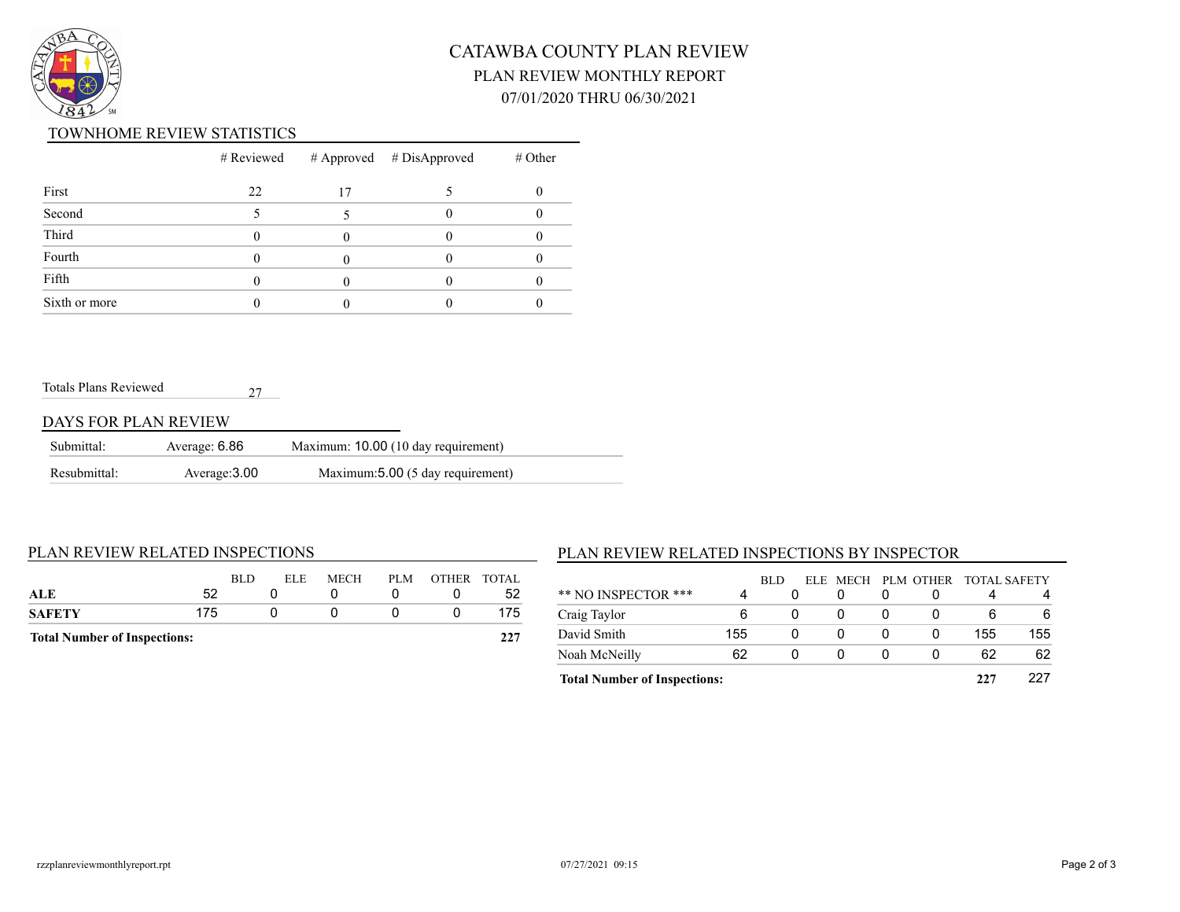# CATAWBA COUNTY PLAN REVIEW

## PLAN REVIEW MONTHLY REPORT

## 07/01/2020 THRU 06/30/2021

### TOWNHOME REVIEW STATISTICS

| | # Reviewed | # Approved | # DisApproved | # Other |
|---|---|---|---|---|
| First | 22 | 17 | 5 | 0 |
| Second | 5 | 5 | 0 | 0 |
| Third | 0 | 0 | 0 | 0 |
| Fourth | 0 | 0 | 0 | 0 |
| Fifth | 0 | 0 | 0 | 0 |
| Sixth or more | 0 | 0 | 0 | 0 |

Totals Plans Reviewed 27

### DAYS FOR PLAN REVIEW

| | | |
|---|---|---|
| Submittal: | Average: 6.86 | Maximum: 10.00 (10 day requirement) |
| Resubmittal: | Average:3.00 | Maximum:5.00 (5 day requirement) |

### PLAN REVIEW RELATED INSPECTIONS

| | BLD | ELE | MECH | PLM | OTHER | TOTAL |
|---|---|---|---|---|---|---|
| **ALE** | 52 | 0 | 0 | 0 | 0 | 52 |
| **SAFETY** | 175 | 0 | 0 | 0 | 0 | 175 |
| **Total Number of Inspections:** | | | | | | **227** |

### PLAN REVIEW RELATED INSPECTIONS BY INSPECTOR

| | BLD | ELE | MECH | PLM | OTHER | TOTAL | SAFETY |
|---|---|---|---|---|---|---|---|
| ** NO INSPECTOR *** | 4 | 0 | 0 | 0 | 0 | 4 | 4 |
| Craig Taylor | 6 | 0 | 0 | 0 | 0 | 6 | 6 |
| David Smith | 155 | 0 | 0 | 0 | 0 | 155 | 155 |
| Noah McNeilly | 62 | 0 | 0 | 0 | 0 | 62 | 62 |
| **Total Number of Inspections:** | | | | | | **227** | 227 |

rzzplanreviewmonthlyreport.rpt 07/27/2021 09:15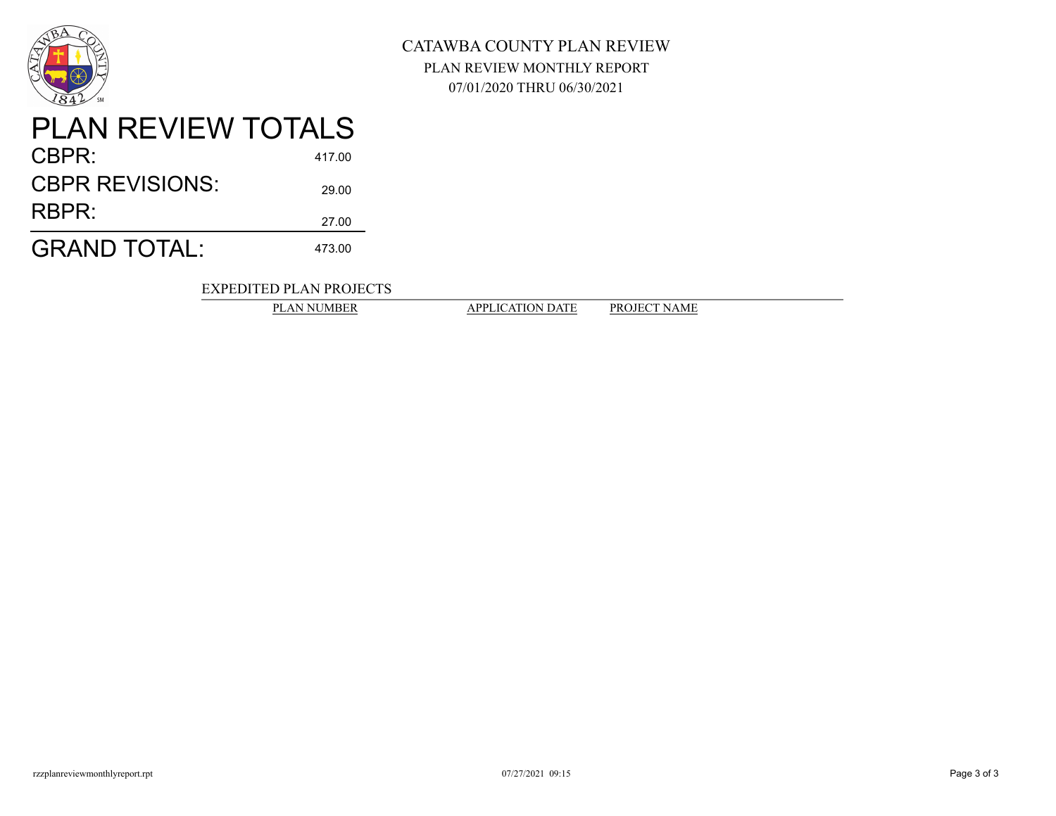CATAWBA COUNTY PLAN REVIEW

PLAN REVIEW MONTHLY REPORT

07/01/2020 THRU 06/30/2021

# PLAN REVIEW TOTALS

| | |
|---|---|
| CBPR: | 417.00 |
| CBPR REVISIONS: | 29.00 |
| RBPR: | 27.00 |
| **GRAND TOTAL:** | 473.00 |

EXPEDITED PLAN PROJECTS

| PLAN NUMBER | APPLICATION DATE | PROJECT NAME |
|---|---|---|